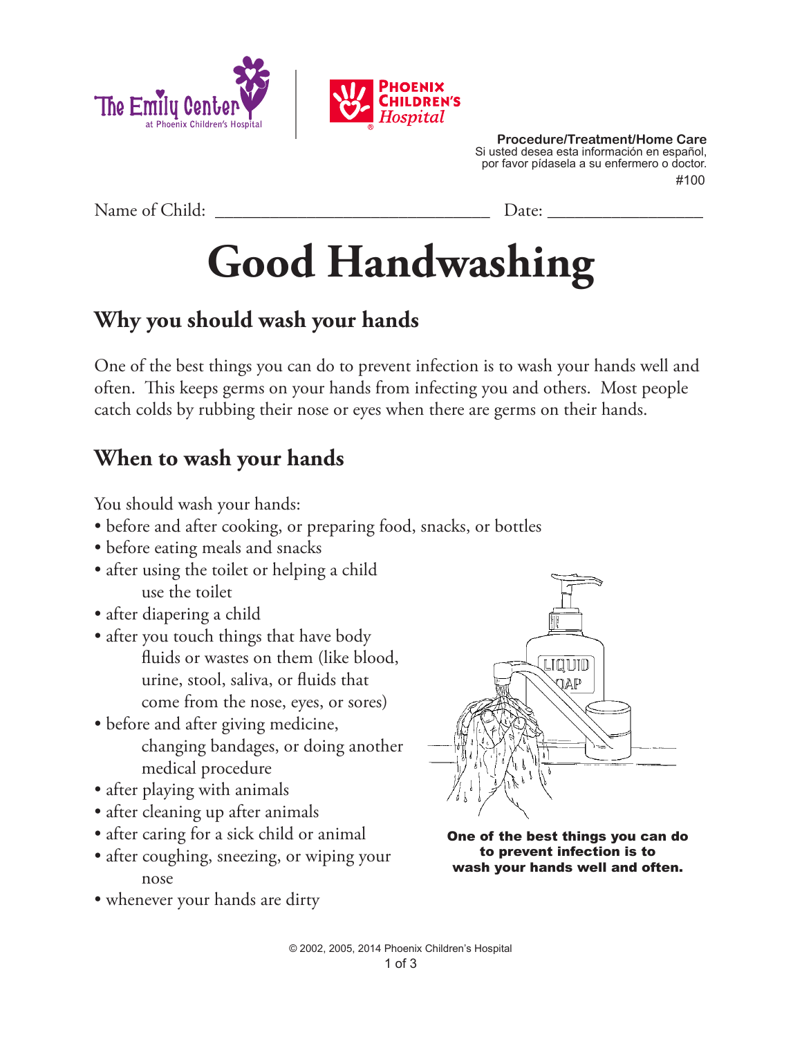The Emily Center at Phoenix Children's Hospital | Phoenix Children's Hospital

**Procedure/Treatment/Home Care**
Si usted desea esta información en español, por favor pídasela a su enfermero o doctor.
#100

Name of Child: ______________________________ Date: _________________

# Good Handwashing

## Why you should wash your hands

One of the best things you can do to prevent infection is to wash your hands well and often. This keeps germs on your hands from infecting you and others. Most people catch colds by rubbing their nose or eyes when there are germs on their hands.

## When to wash your hands

You should wash your hands:

- before and after cooking, or preparing food, snacks, or bottles
- before eating meals and snacks
- after using the toilet or helping a child use the toilet
- after diapering a child
- after you touch things that have body fluids or wastes on them (like blood, urine, stool, saliva, or fluids that come from the nose, eyes, or sores)
- before and after giving medicine, changing bandages, or doing another medical procedure
- after playing with animals
- after cleaning up after animals
- after caring for a sick child or animal
- after coughing, sneezing, or wiping your nose
- whenever your hands are dirty

**One of the best things you can do to prevent infection is to wash your hands well and often.**

© 2002, 2005, 2014 Phoenix Children's Hospital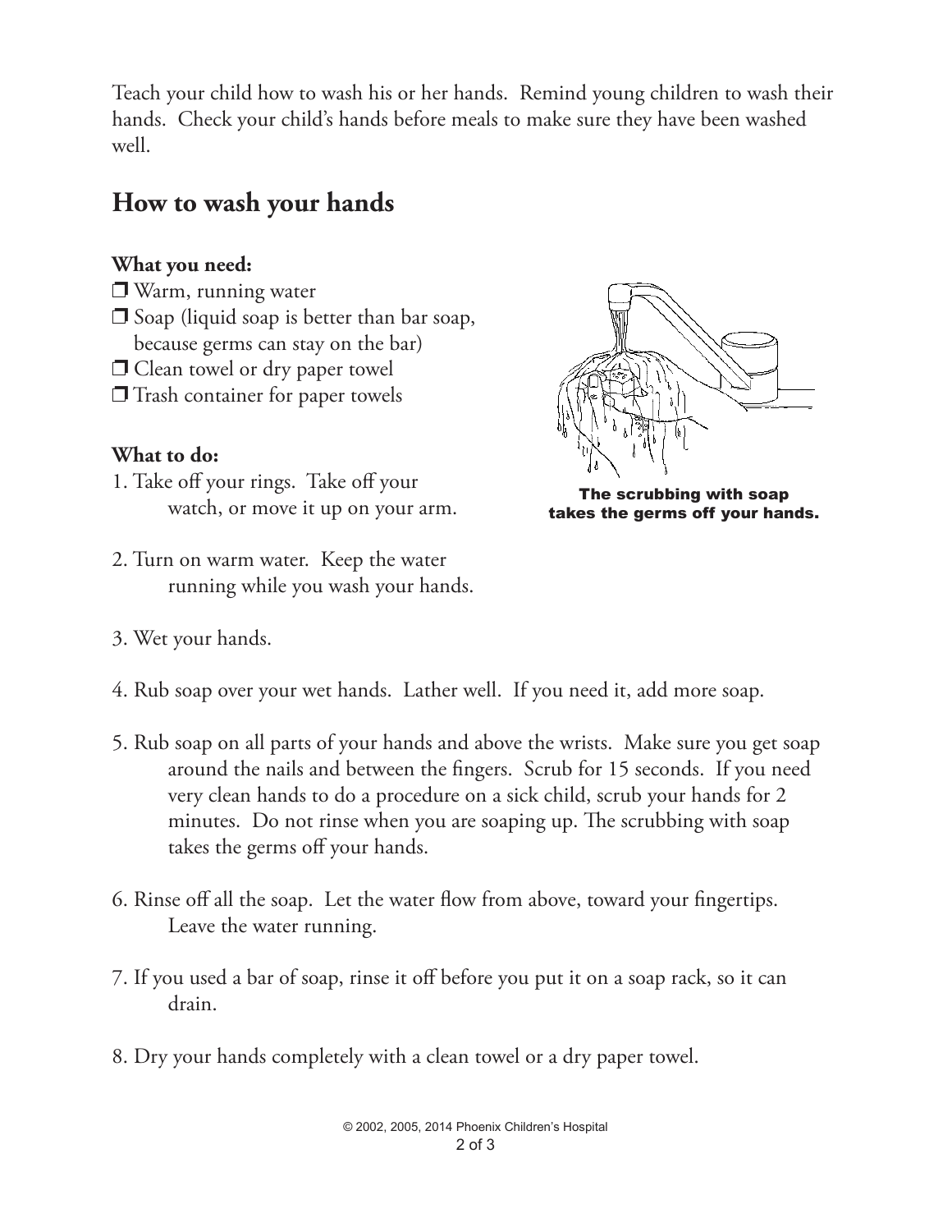Teach your child how to wash his or her hands. Remind young children to wash their hands. Check your child's hands before meals to make sure they have been washed well.

## How to wash your hands

**What you need:**

- ❒ Warm, running water
- ❒ Soap (liquid soap is better than bar soap, because germs can stay on the bar)
- ❒ Clean towel or dry paper towel
- ❒ Trash container for paper towels

**What to do:**

1. Take off your rings. Take off your watch, or move it up on your arm.

2. Turn on warm water. Keep the water running while you wash your hands.

3. Wet your hands.

4. Rub soap over your wet hands. Lather well. If you need it, add more soap.

5. Rub soap on all parts of your hands and above the wrists. Make sure you get soap around the nails and between the fingers. Scrub for 15 seconds. If you need very clean hands to do a procedure on a sick child, scrub your hands for 2 minutes. Do not rinse when you are soaping up. The scrubbing with soap takes the germs off your hands.

6. Rinse off all the soap. Let the water flow from above, toward your fingertips. Leave the water running.

7. If you used a bar of soap, rinse it off before you put it on a soap rack, so it can drain.

8. Dry your hands completely with a clean towel or a dry paper towel.

**The scrubbing with soap takes the germs off your hands.**

© 2002, 2005, 2014 Phoenix Children's Hospital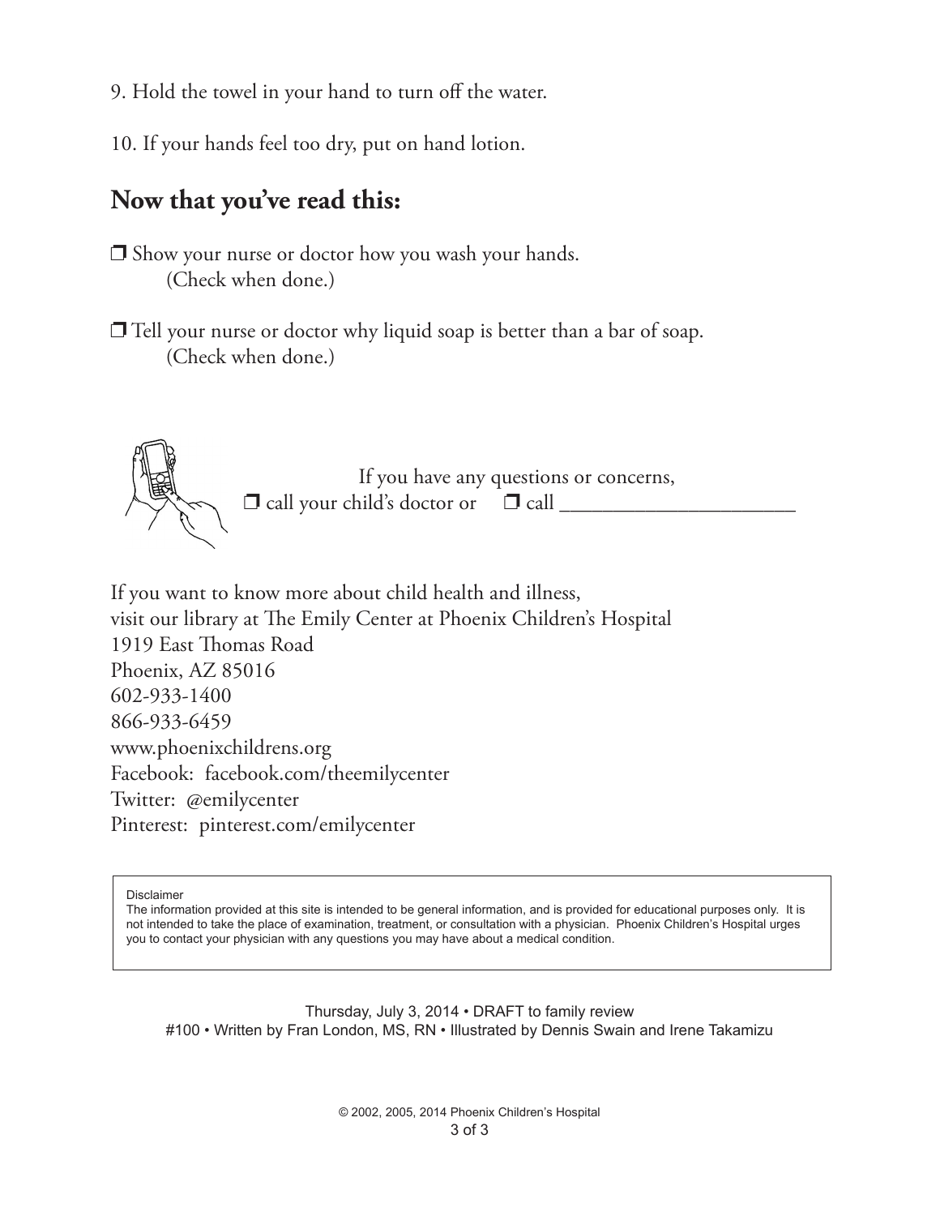9. Hold the towel in your hand to turn off the water.

10. If your hands feel too dry, put on hand lotion.

## Now that you've read this:

❒ Show your nurse or doctor how you wash your hands. (Check when done.)

❒ Tell your nurse or doctor why liquid soap is better than a bar of soap. (Check when done.)

If you have any questions or concerns,
❒ call your child's doctor or ❒ call ______________________

If you want to know more about child health and illness,
visit our library at The Emily Center at Phoenix Children's Hospital
1919 East Thomas Road
Phoenix, AZ 85016
602-933-1400
866-933-6459
www.phoenixchildrens.org
Facebook: facebook.com/theemilycenter
Twitter: @emilycenter
Pinterest: pinterest.com/emilycenter

Disclaimer
The information provided at this site is intended to be general information, and is provided for educational purposes only. It is not intended to take the place of examination, treatment, or consultation with a physician. Phoenix Children's Hospital urges you to contact your physician with any questions you may have about a medical condition.

Thursday, July 3, 2014 • DRAFT to family review
#100 • Written by Fran London, MS, RN • Illustrated by Dennis Swain and Irene Takamizu

© 2002, 2005, 2014 Phoenix Children's Hospital